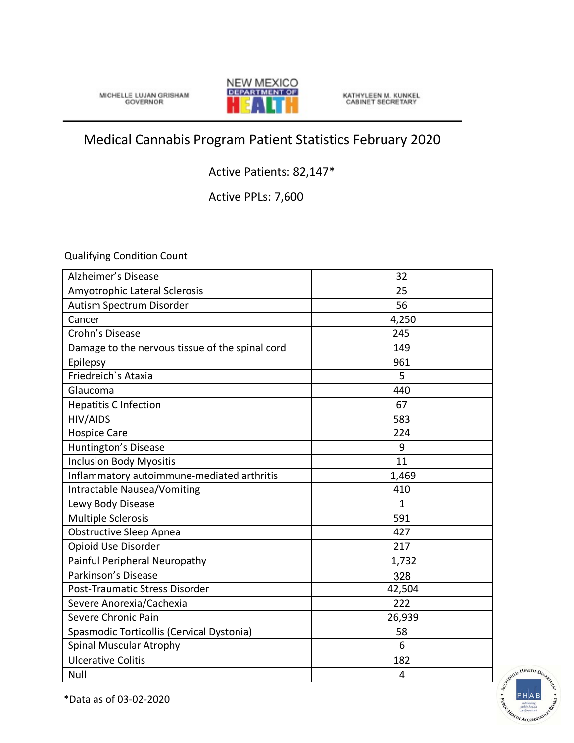MICHELLE LUJAN GRISHAM
GOVERNOR

NEW MEXICO DEPARTMENT OF HEALTH

KATHYLEEN M. KUNKEL
CABINET SECRETARY

# Medical Cannabis Program Patient Statistics February 2020

Active Patients: 82,147*

Active PPLs: 7,600

Qualifying Condition Count

| Condition | Count |
|---|---|
| Alzheimer's Disease | 32 |
| Amyotrophic Lateral Sclerosis | 25 |
| Autism Spectrum Disorder | 56 |
| Cancer | 4,250 |
| Crohn's Disease | 245 |
| Damage to the nervous tissue of the spinal cord | 149 |
| Epilepsy | 961 |
| Friedreich`s Ataxia | 5 |
| Glaucoma | 440 |
| Hepatitis C Infection | 67 |
| HIV/AIDS | 583 |
| Hospice Care | 224 |
| Huntington's Disease | 9 |
| Inclusion Body Myositis | 11 |
| Inflammatory autoimmune-mediated arthritis | 1,469 |
| Intractable Nausea/Vomiting | 410 |
| Lewy Body Disease | 1 |
| Multiple Sclerosis | 591 |
| Obstructive Sleep Apnea | 427 |
| Opioid Use Disorder | 217 |
| Painful Peripheral Neuropathy | 1,732 |
| Parkinson's Disease | 328 |
| Post-Traumatic Stress Disorder | 42,504 |
| Severe Anorexia/Cachexia | 222 |
| Severe Chronic Pain | 26,939 |
| Spasmodic Torticollis (Cervical Dystonia) | 58 |
| Spinal Muscular Atrophy | 6 |
| Ulcerative Colitis | 182 |
| Null | 4 |

*Data as of 03-02-2020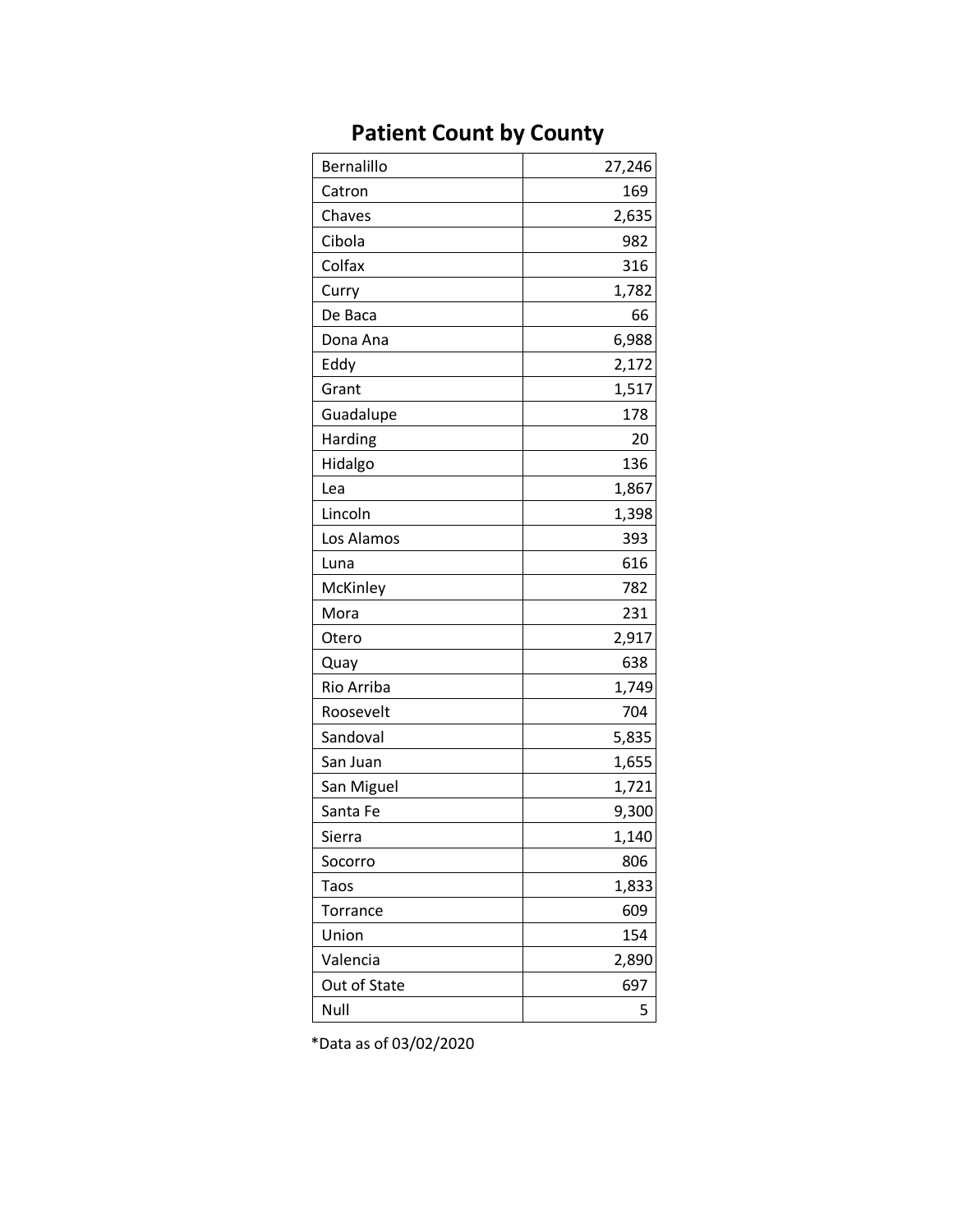## Patient Count by County

| | |
|---|---|
| Bernalillo | 27,246 |
| Catron | 169 |
| Chaves | 2,635 |
| Cibola | 982 |
| Colfax | 316 |
| Curry | 1,782 |
| De Baca | 66 |
| Dona Ana | 6,988 |
| Eddy | 2,172 |
| Grant | 1,517 |
| Guadalupe | 178 |
| Harding | 20 |
| Hidalgo | 136 |
| Lea | 1,867 |
| Lincoln | 1,398 |
| Los Alamos | 393 |
| Luna | 616 |
| McKinley | 782 |
| Mora | 231 |
| Otero | 2,917 |
| Quay | 638 |
| Rio Arriba | 1,749 |
| Roosevelt | 704 |
| Sandoval | 5,835 |
| San Juan | 1,655 |
| San Miguel | 1,721 |
| Santa Fe | 9,300 |
| Sierra | 1,140 |
| Socorro | 806 |
| Taos | 1,833 |
| Torrance | 609 |
| Union | 154 |
| Valencia | 2,890 |
| Out of State | 697 |
| Null | 5 |

*Data as of 03/02/2020